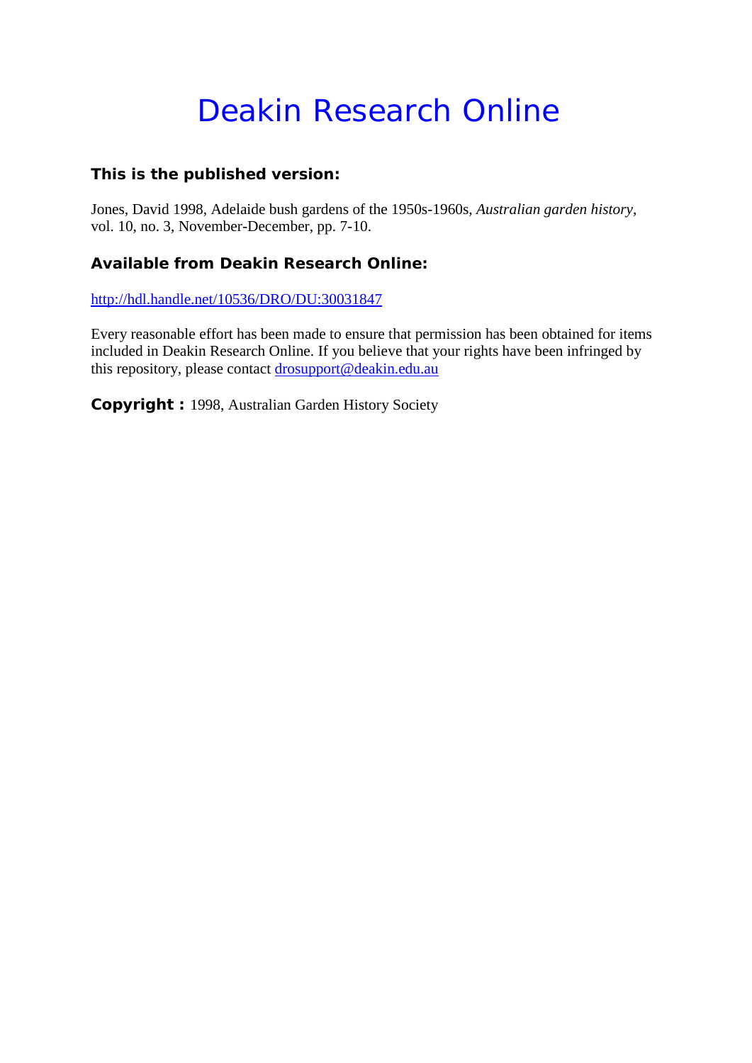# Deakin Research Online

### This is the published version:

Jones, David 1998, Adelaide bush gardens of the 1950s-1960s, *Australian garden history*, vol. 10, no. 3, November-December, pp. 7-10.

### Available from Deakin Research Online:

http://hdl.handle.net/10536/DRO/DU:30031847

Every reasonable effort has been made to ensure that permission has been obtained for items included in Deakin Research Online. If you believe that your rights have been infringed by this repository, please contact drosupport@deakin.edu.au

**Copyright :** 1998, Australian Garden History Society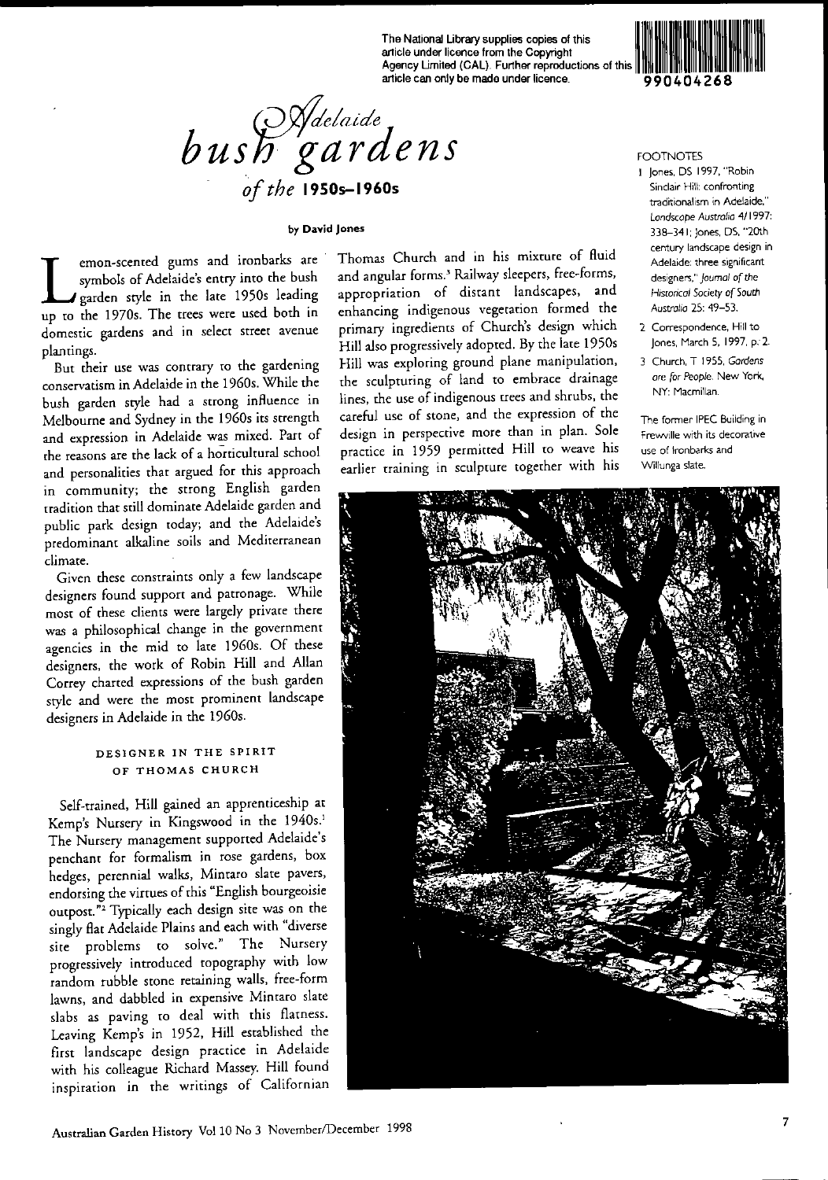The National Library supplies copies of this article under licence from the Copyright Agency Limited (CAL). Further reproductions of this article can only be made under licence.

# Adelaide bush gardens *of the* 1950s–1960s

**by David Jones**

Lemon-scented gums and ironbarks are symbols of Adelaide's entry into the bush garden style in the late 1950s leading up to the 1970s. The trees were used both in domestic gardens and in select street avenue plantings.

But their use was contrary to the gardening conservatism in Adelaide in the 1960s. While the bush garden style had a strong influence in Melbourne and Sydney in the 1960s its strength and expression in Adelaide was mixed. Part of the reasons are the lack of a horticultural school and personalities that argued for this approach in community; the strong English garden tradition that still dominate Adelaide garden and public park design today; and the Adelaide's predominant alkaline soils and Mediterranean climate.

Given these constraints only a few landscape designers found support and patronage. While most of these clients were largely private there was a philosophical change in the government agencies in the mid to late 1960s. Of these designers, the work of Robin Hill and Allan Correy charted expressions of the bush garden style and were the most prominent landscape designers in Adelaide in the 1960s.

## DESIGNER IN THE SPIRIT OF THOMAS CHURCH

Self-trained, Hill gained an apprenticeship at Kemp's Nursery in Kingswood in the 1940s.[1] The Nursery management supported Adelaide's penchant for formalism in rose gardens, box hedges, perennial walks, Mintaro slate pavers, endorsing the virtues of this "English bourgeoisie outpost."[2] Typically each design site was on the singly flat Adelaide Plains and each with "diverse site problems to solve." The Nursery progressively introduced topography with low random rubble stone retaining walls, free-form lawns, and dabbled in expensive Mintaro slate slabs as paving to deal with this flatness. Leaving Kemp's in 1952, Hill established the first landscape design practice in Adelaide with his colleague Richard Massey. Hill found inspiration in the writings of Californian Thomas Church and in his mixture of fluid and angular forms.[3] Railway sleepers, free-forms, appropriation of distant landscapes, and enhancing indigenous vegetation formed the primary ingredients of Church's design which Hill also progressively adopted. By the late 1950s Hill was exploring ground plane manipulation, the sculpturing of land to embrace drainage lines, the use of indigenous trees and shrubs, the careful use of stone, and the expression of the design in perspective more than in plan. Sole practice in 1959 permitted Hill to weave his earlier training in sculpture together with his

FOOTNOTES

1. Jones, DS 1997, "Robin Sinclair Hill: confronting traditionalism in Adelaide," *Landscape Australia* 4/1997: 338–341; Jones, DS, "20th century landscape design in Adelaide: three significant designers," *Journal of the Historical Society of South Australia* 25: 49–53.
2. Correspondence, Hill to Jones, March 5, 1997, p. 2.
3. Church, T 1955, *Gardens are for People*. New York, NY: Macmillan.

The former IPEC Building in Frewville with its decorative use of Ironbarks and Willunga slate.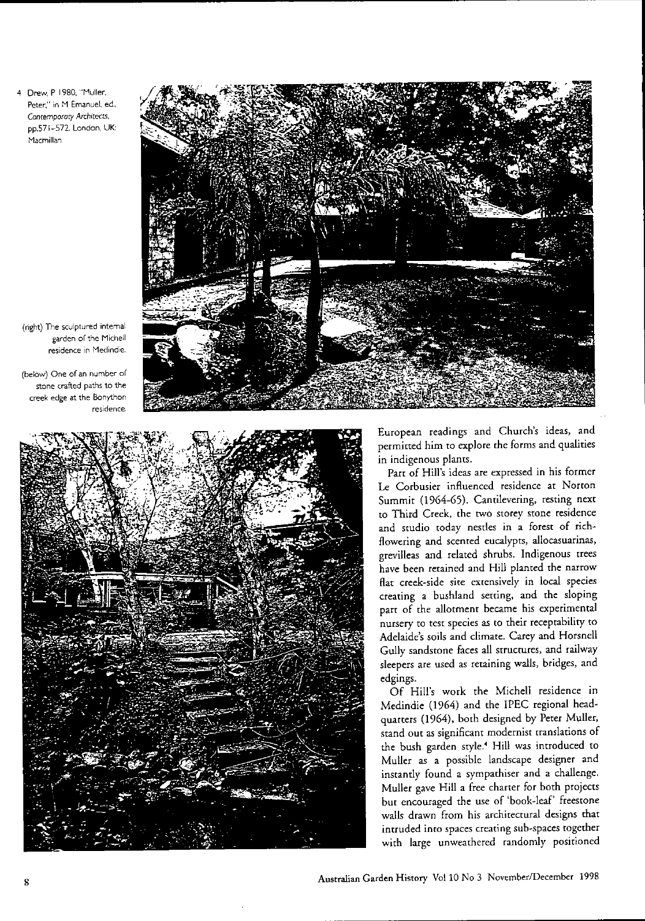4 Drew, P 1980, "Muller, Peter," in M Emanuel, ed., *Contemporary Architects*, pp.571-572. London, UK: Macmillan.

(right) The sculptured internal garden of the Michell residence in Medindie.

(below) One of an number of stone crafted paths to the creek edge at the Bonython residence.

European readings and Church's ideas, and permitted him to explore the forms and qualities in indigenous plants.

Part of Hill's ideas are expressed in his former Le Corbusier influenced residence at Norton Summit (1964-65). Cantilevering, resting next to Third Creek, the two storey stone residence and studio today nestles in a forest of rich-flowering and scented eucalypts, allocasuarinas, grevilleas and related shrubs. Indigenous trees have been retained and Hill planted the narrow flat creek-side site extensively in local species creating a bushland setting, and the sloping part of the allotment became his experimental nursery to test species as to their receptability to Adelaide's soils and climate. Carey and Horsnell Gully sandstone faces all structures, and railway sleepers are used as retaining walls, bridges, and edgings.

Of Hill's work the Michell residence in Medindie (1964) and the IPEC regional headquarters (1964), both designed by Peter Muller, stand out as significant modernist translations of the bush garden style.[4] Hill was introduced to Muller as a possible landscape designer and instantly found a sympathiser and a challenge. Muller gave Hill a free charter for both projects but encouraged the use of 'book-leaf' freestone walls drawn from his architectural designs that intruded into spaces creating sub-spaces together with large unweathered randomly positioned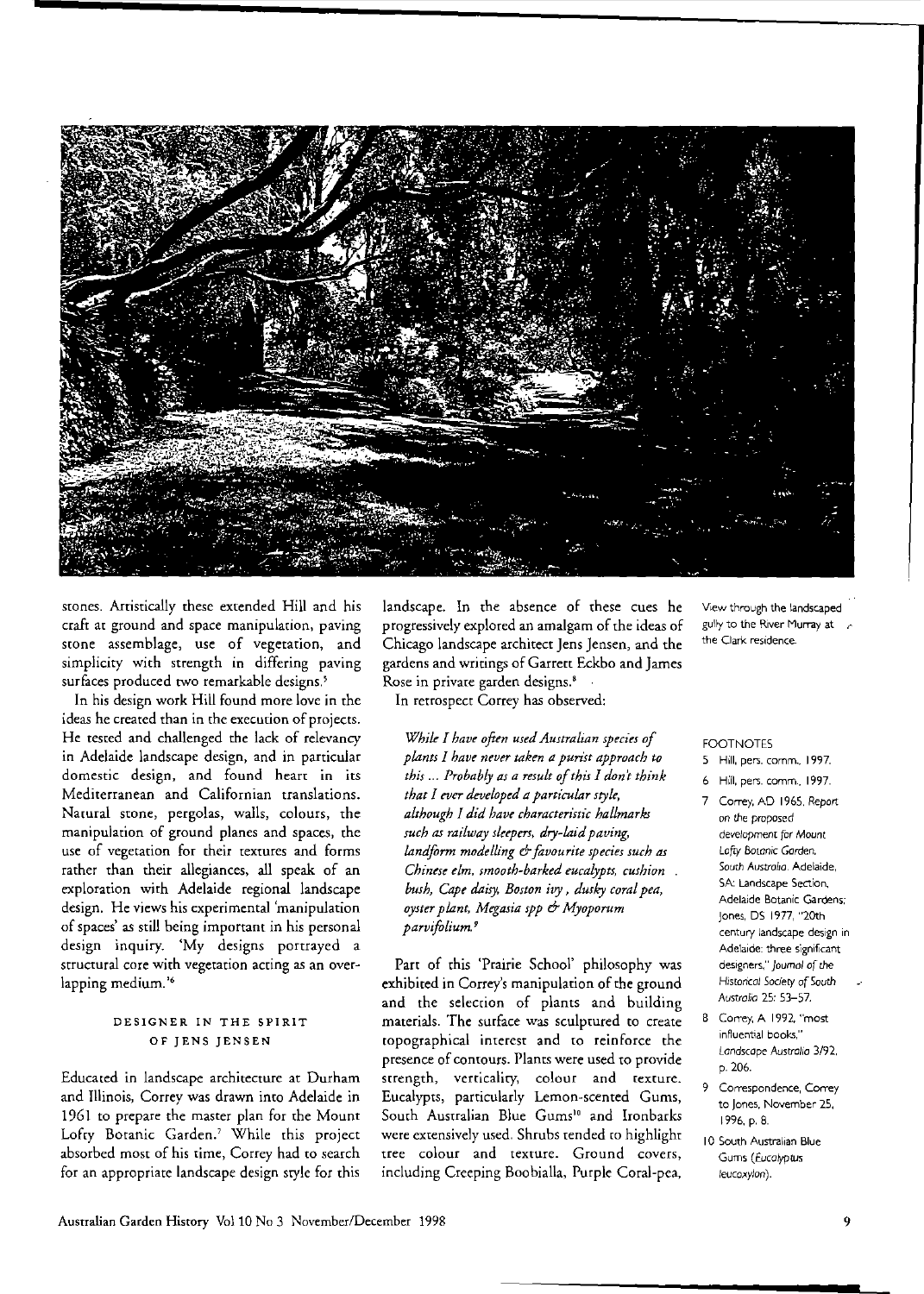stones. Artistically these extended Hill and his craft at ground and space manipulation, paving stone assemblage, use of vegetation, and simplicity with strength in differing paving surfaces produced two remarkable designs.[5]

In his design work Hill found more love in the ideas he created than in the execution of projects. He tested and challenged the lack of relevancy in Adelaide landscape design, and in particular domestic design, and found heart in its Mediterranean and Californian translations. Natural stone, pergolas, walls, colours, the manipulation of ground planes and spaces, the use of vegetation for their textures and forms rather than their allegiances, all speak of an exploration with Adelaide regional landscape design. He views his experimental 'manipulation of spaces' as still being important in his personal design inquiry. 'My designs portrayed a structural core with vegetation acting as an over-lapping medium.'[6]

### DESIGNER IN THE SPIRIT OF JENS JENSEN

Educated in landscape architecture at Durham and Illinois, Correy was drawn into Adelaide in 1961 to prepare the master plan for the Mount Lofty Botanic Garden.[7] While this project absorbed most of his time, Correy had to search for an appropriate landscape design style for this landscape. In the absence of these cues he progressively explored an amalgam of the ideas of Chicago landscape architect Jens Jensen, and the gardens and writings of Garrett Eckbo and James Rose in private garden designs.[8]

In retrospect Correy has observed:

> *While I have often used Australian species of plants I have never taken a purist approach to this ... Probably as a result of this I don't think that I ever developed a particular style, although I did have characteristic hallmarks such as railway sleepers, dry-laid paving, landform modelling & favourite species such as Chinese elm, smooth-barked eucalypts, cushion bush, Cape daisy, Boston ivy, dusky coral pea, oyster plant, Megasia spp & Myoporum parvifolium.*[9]

Part of this 'Prairie School' philosophy was exhibited in Correy's manipulation of the ground and the selection of plants and building materials. The surface was sculptured to create topographical interest and to reinforce the presence of contours. Plants were used to provide strength, verticality, colour and texture. Eucalypts, particularly Lemon-scented Gums, South Australian Blue Gums[10] and Ironbarks were extensively used. Shrubs tended to highlight tree colour and texture. Ground covers, including Creeping Boobialla, Purple Coral-pea,

View through the landscaped gully to the River Murray at the Clark residence.

FOOTNOTES

5 Hill, pers. comm., 1997.

6 Hill, pers. comm., 1997.

7 Correy, AD 1965, *Report on the proposed development for Mount Lofty Botanic Garden, South Australia*. Adelaide, SA: Landscape Section, Adelaide Botanic Gardens; Jones, DS 1977, "20th century landscape design in Adelaide: three significant designers," *Journal of the Historical Society of South Australia* 25: 53–57.

8 Correy, A 1992, "most influential books," *Landscape Australia* 3/92, p. 206.

9 Correspondence, Correy to Jones, November 25, 1996, p. 8.

10 South Australian Blue Gums (*Eucalyptus leucoxylon*).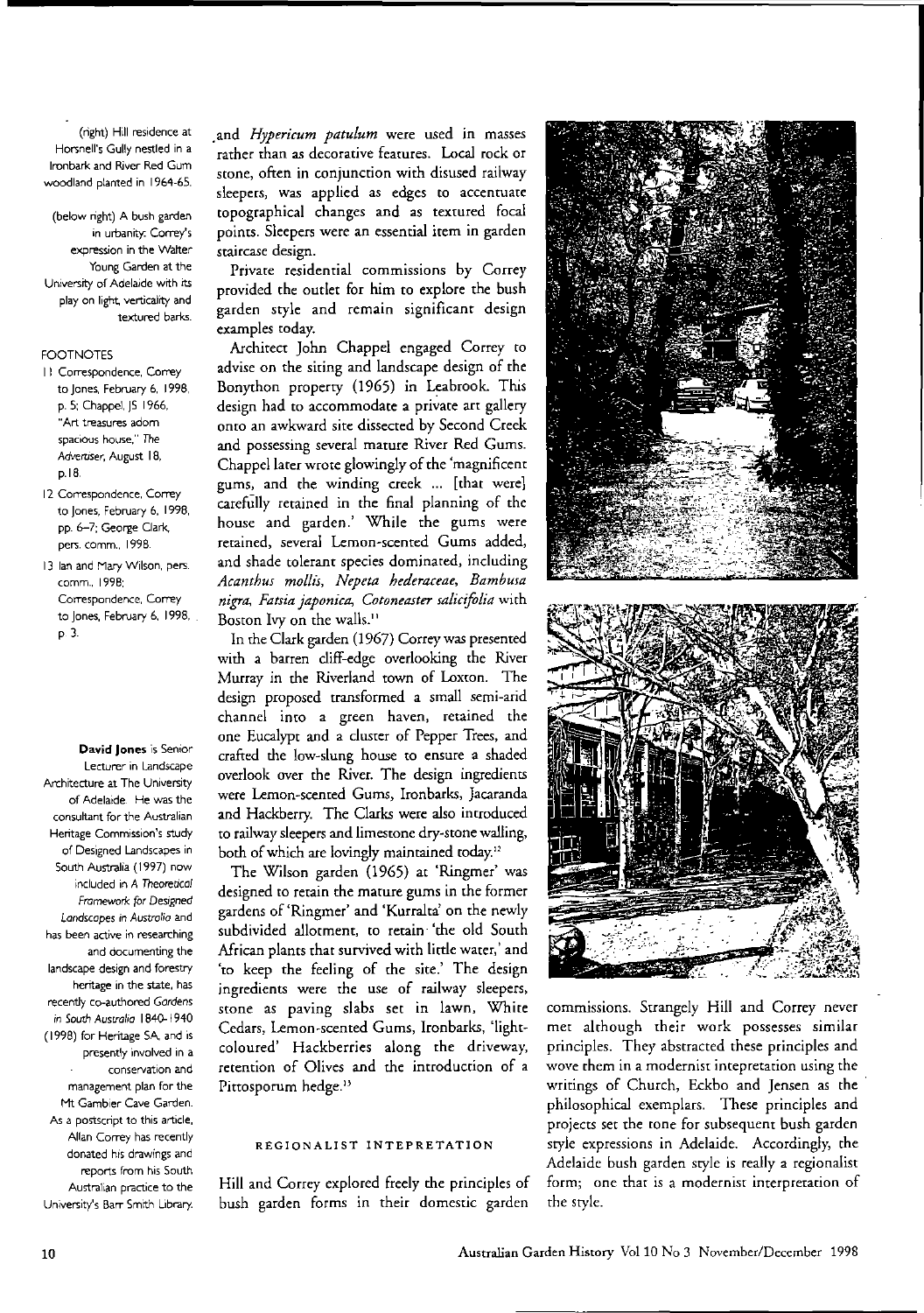(right) Hill residence at Horsnell's Gully nestled in a Ironbark and River Red Gum woodland planted in 1964-65.

(below right) A bush garden in urbanity: Correy's expression in the Walter Young Garden at the University of Adelaide with its play on light, verticality and textured barks.

and *Hypericum patulum* were used in masses rather than as decorative features. Local rock or stone, often in conjunction with disused railway sleepers, was applied as edges to accentuate topographical changes and as textured focal points. Sleepers were an essential item in garden staircase design.

Private residential commissions by Correy provided the outlet for him to explore the bush garden style and remain significant design examples today.

Architect John Chappel engaged Correy to advise on the siting and landscape design of the Bonython property (1965) in Leabrook. This design had to accommodate a private art gallery onto an awkward site dissected by Second Creek and possessing several mature River Red Gums. Chappel later wrote glowingly of the 'magnificent gums, and the winding creek ... [that were] carefully retained in the final planning of the house and garden.' While the gums were retained, several Lemon-scented Gums added, and shade tolerant species dominated, including *Acanthus mollis*, *Nepeta hederaceae*, *Bambusa nigra*, *Fatsia japonica*, *Cotoneaster salicifolia* with Boston Ivy on the walls.[11]

In the Clark garden (1967) Correy was presented with a barren cliff-edge overlooking the River Murray in the Riverland town of Loxton. The design proposed transformed a small semi-arid channel into a green haven, retained the one Eucalypt and a cluster of Pepper Trees, and crafted the low-slung house to ensure a shaded overlook over the River. The design ingredients were Lemon-scented Gums, Ironbarks, Jacaranda and Hackberry. The Clarks were also introduced to railway sleepers and limestone dry-stone walling, both of which are lovingly maintained today.[12]

The Wilson garden (1965) at 'Ringmer' was designed to retain the mature gums in the former gardens of 'Ringmer' and 'Kurralta' on the newly subdivided allotment, to retain 'the old South African plants that survived with little water,' and 'to keep the feeling of the site.' The design ingredients were the use of railway sleepers, stone as paving slabs set in lawn, White Cedars, Lemon-scented Gums, Ironbarks, 'light-coloured' Hackberries along the driveway, retention of Olives and the introduction of a Pittosporum hedge.[13]

## REGIONALIST INTEPRETATION

Hill and Correy explored freely the principles of bush garden forms in their domestic garden commissions. Strangely Hill and Correy never met although their work possesses similar principles. They abstracted these principles and wove them in a modernist intepretation using the writings of Church, Eckbo and Jensen as the philosophical exemplars. These principles and projects set the tone for subsequent bush garden style expressions in Adelaide. Accordingly, the Adelaide bush garden style is really a regionalist form; one that is a modernist interpretation of the style.

FOOTNOTES

11 Correspondence, Correy to Jones, February 6, 1998, p. 5; Chappel, JS 1966, "Art treasures adorn spacious house," *The Advertiser*, August 18, p.18.

12 Correspondence, Correy to Jones, February 6, 1998, pp. 6–7; George Clark, pers. comm., 1998.

13 Ian and Mary Wilson, pers. comm., 1998; Correspondence, Correy to Jones, February 6, 1998, p. 3.

**David Jones** is Senior Lecturer in Landscape Architecture at The University of Adelaide. He was the consultant for the Australian Heritage Commission's study of Designed Landscapes in South Australia (1997) now included in *A Theoretical Framework for Designed Landscapes in Australia* and has been active in researching and documenting the landscape design and forestry heritage in the state, has recently co-authored *Gardens in South Australia 1840-1940* (1998) for Heritage SA, and is presently involved in a conservation and management plan for the Mt Gambier Cave Garden. As a postscript to this article, Allan Correy has recently donated his drawings and reports from his South Australian practice to the University's Barr Smith Library.